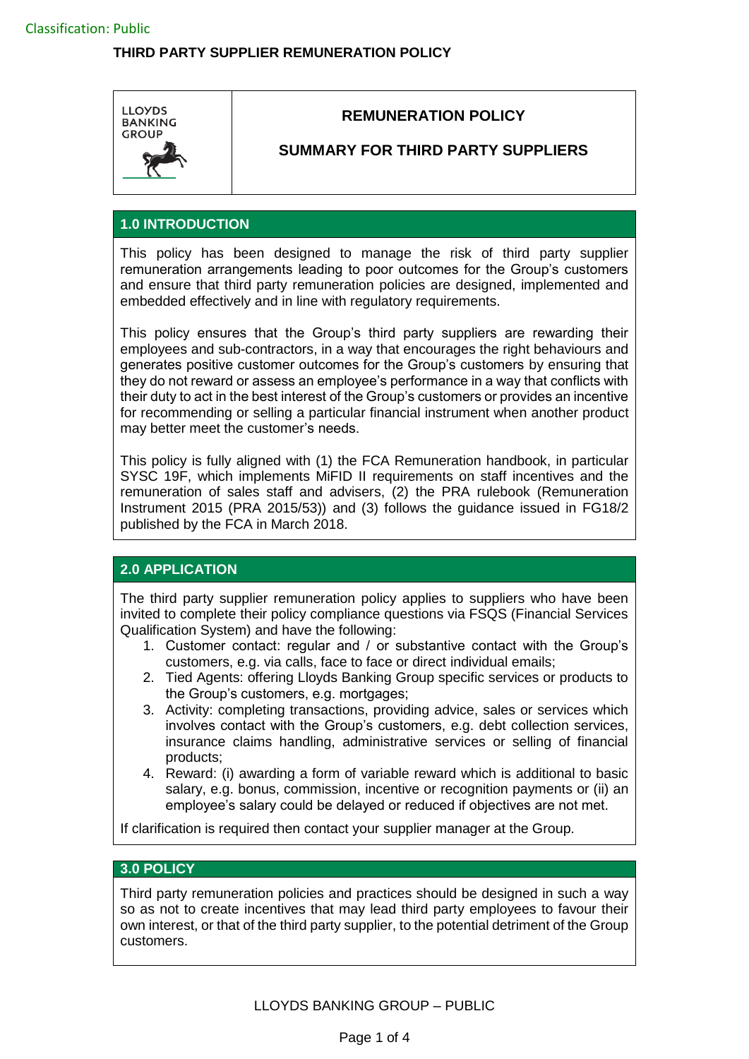Classification: Public

# THIRD PARTY SUPPLIER REMUNERATION POLICY

| LLOYDS BANKING GROUP | **REMUNERATION POLICY**<br><br>**SUMMARY FOR THIRD PARTY SUPPLIERS** |
|---|---|

## 1.0 INTRODUCTION

This policy has been designed to manage the risk of third party supplier remuneration arrangements leading to poor outcomes for the Group's customers and ensure that third party remuneration policies are designed, implemented and embedded effectively and in line with regulatory requirements.

This policy ensures that the Group's third party suppliers are rewarding their employees and sub-contractors, in a way that encourages the right behaviours and generates positive customer outcomes for the Group's customers by ensuring that they do not reward or assess an employee's performance in a way that conflicts with their duty to act in the best interest of the Group's customers or provides an incentive for recommending or selling a particular financial instrument when another product may better meet the customer's needs.

This policy is fully aligned with (1) the FCA Remuneration handbook, in particular SYSC 19F, which implements MiFID II requirements on staff incentives and the remuneration of sales staff and advisers, (2) the PRA rulebook (Remuneration Instrument 2015 (PRA 2015/53)) and (3) follows the guidance issued in FG18/2 published by the FCA in March 2018.

## 2.0 APPLICATION

The third party supplier remuneration policy applies to suppliers who have been invited to complete their policy compliance questions via FSQS (Financial Services Qualification System) and have the following:

1. Customer contact: regular and / or substantive contact with the Group's customers, e.g. via calls, face to face or direct individual emails;
2. Tied Agents: offering Lloyds Banking Group specific services or products to the Group's customers, e.g. mortgages;
3. Activity: completing transactions, providing advice, sales or services which involves contact with the Group's customers, e.g. debt collection services, insurance claims handling, administrative services or selling of financial products;
4. Reward: (i) awarding a form of variable reward which is additional to basic salary, e.g. bonus, commission, incentive or recognition payments or (ii) an employee's salary could be delayed or reduced if objectives are not met.

If clarification is required then contact your supplier manager at the Group.

## 3.0 POLICY

Third party remuneration policies and practices should be designed in such a way so as not to create incentives that may lead third party employees to favour their own interest, or that of the third party supplier, to the potential detriment of the Group customers.

LLOYDS BANKING GROUP – PUBLIC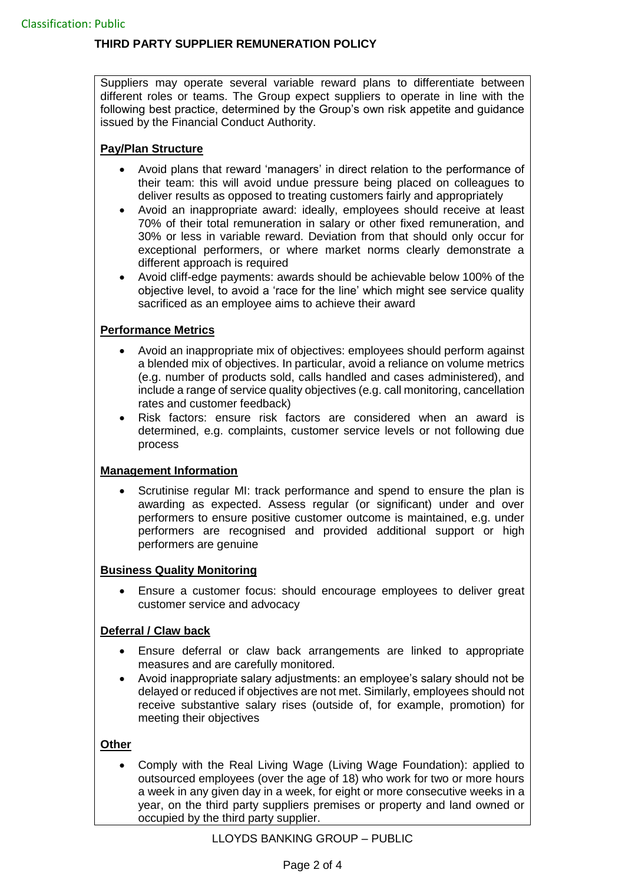Suppliers may operate several variable reward plans to differentiate between different roles or teams. The Group expect suppliers to operate in line with the following best practice, determined by the Group's own risk appetite and guidance issued by the Financial Conduct Authority.

**Pay/Plan Structure**

- Avoid plans that reward 'managers' in direct relation to the performance of their team: this will avoid undue pressure being placed on colleagues to deliver results as opposed to treating customers fairly and appropriately
- Avoid an inappropriate award: ideally, employees should receive at least 70% of their total remuneration in salary or other fixed remuneration, and 30% or less in variable reward. Deviation from that should only occur for exceptional performers, or where market norms clearly demonstrate a different approach is required
- Avoid cliff-edge payments: awards should be achievable below 100% of the objective level, to avoid a 'race for the line' which might see service quality sacrificed as an employee aims to achieve their award

**Performance Metrics**

- Avoid an inappropriate mix of objectives: employees should perform against a blended mix of objectives. In particular, avoid a reliance on volume metrics (e.g. number of products sold, calls handled and cases administered), and include a range of service quality objectives (e.g. call monitoring, cancellation rates and customer feedback)
- Risk factors: ensure risk factors are considered when an award is determined, e.g. complaints, customer service levels or not following due process

**Management Information**

- Scrutinise regular MI: track performance and spend to ensure the plan is awarding as expected. Assess regular (or significant) under and over performers to ensure positive customer outcome is maintained, e.g. under performers are recognised and provided additional support or high performers are genuine

**Business Quality Monitoring**

- Ensure a customer focus: should encourage employees to deliver great customer service and advocacy

**Deferral / Claw back**

- Ensure deferral or claw back arrangements are linked to appropriate measures and are carefully monitored.
- Avoid inappropriate salary adjustments: an employee's salary should not be delayed or reduced if objectives are not met. Similarly, employees should not receive substantive salary rises (outside of, for example, promotion) for meeting their objectives

**Other**

- Comply with the Real Living Wage (Living Wage Foundation): applied to outsourced employees (over the age of 18) who work for two or more hours a week in any given day in a week, for eight or more consecutive weeks in a year, on the third party suppliers premises or property and land owned or occupied by the third party supplier.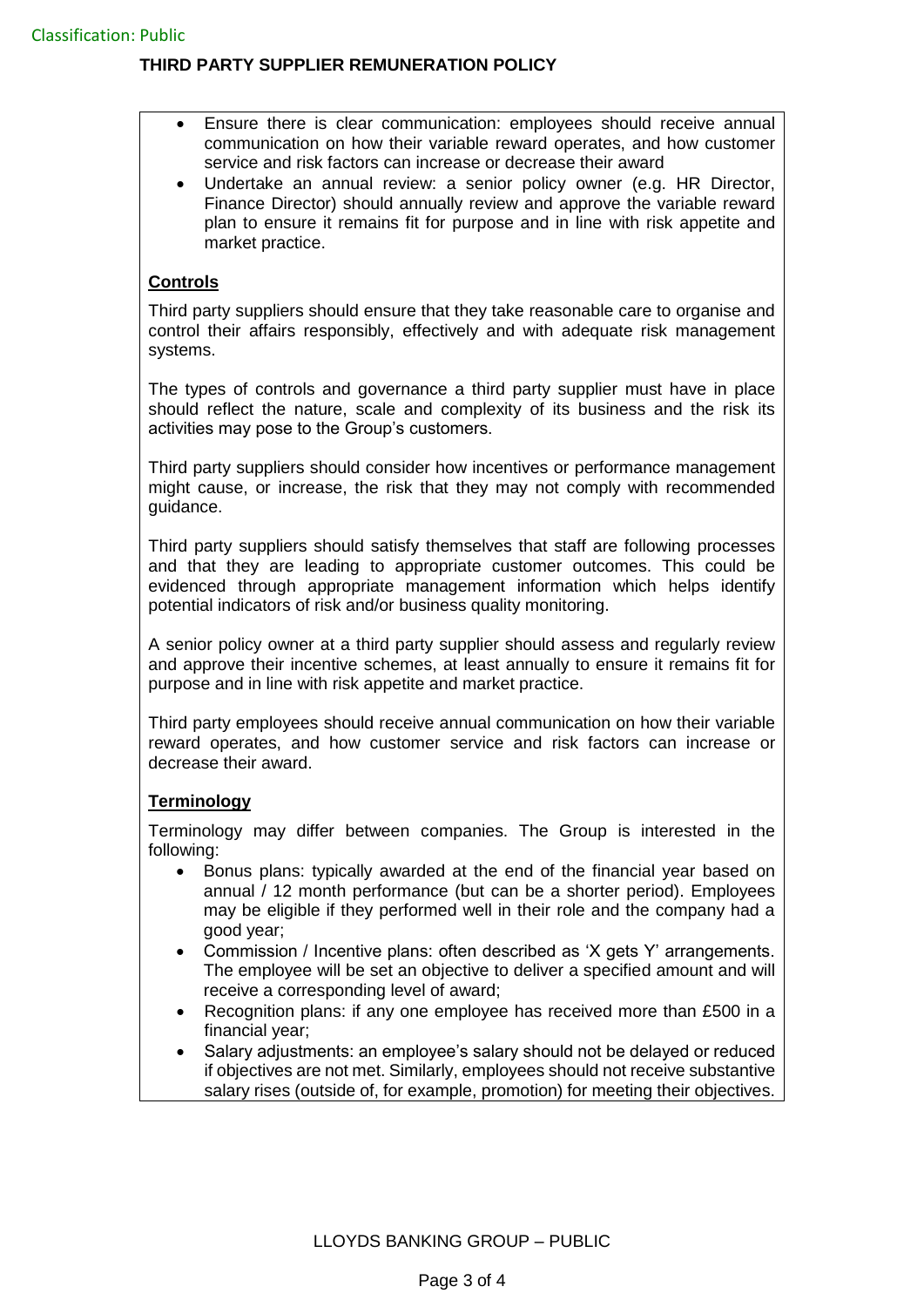- Ensure there is clear communication: employees should receive annual communication on how their variable reward operates, and how customer service and risk factors can increase or decrease their award
- Undertake an annual review: a senior policy owner (e.g. HR Director, Finance Director) should annually review and approve the variable reward plan to ensure it remains fit for purpose and in line with risk appetite and market practice.

**Controls**

Third party suppliers should ensure that they take reasonable care to organise and control their affairs responsibly, effectively and with adequate risk management systems.

The types of controls and governance a third party supplier must have in place should reflect the nature, scale and complexity of its business and the risk its activities may pose to the Group's customers.

Third party suppliers should consider how incentives or performance management might cause, or increase, the risk that they may not comply with recommended guidance.

Third party suppliers should satisfy themselves that staff are following processes and that they are leading to appropriate customer outcomes. This could be evidenced through appropriate management information which helps identify potential indicators of risk and/or business quality monitoring.

A senior policy owner at a third party supplier should assess and regularly review and approve their incentive schemes, at least annually to ensure it remains fit for purpose and in line with risk appetite and market practice.

Third party employees should receive annual communication on how their variable reward operates, and how customer service and risk factors can increase or decrease their award.

**Terminology**

Terminology may differ between companies. The Group is interested in the following:

- Bonus plans: typically awarded at the end of the financial year based on annual / 12 month performance (but can be a shorter period). Employees may be eligible if they performed well in their role and the company had a good year;
- Commission / Incentive plans: often described as 'X gets Y' arrangements. The employee will be set an objective to deliver a specified amount and will receive a corresponding level of award;
- Recognition plans: if any one employee has received more than £500 in a financial year;
- Salary adjustments: an employee's salary should not be delayed or reduced if objectives are not met. Similarly, employees should not receive substantive salary rises (outside of, for example, promotion) for meeting their objectives.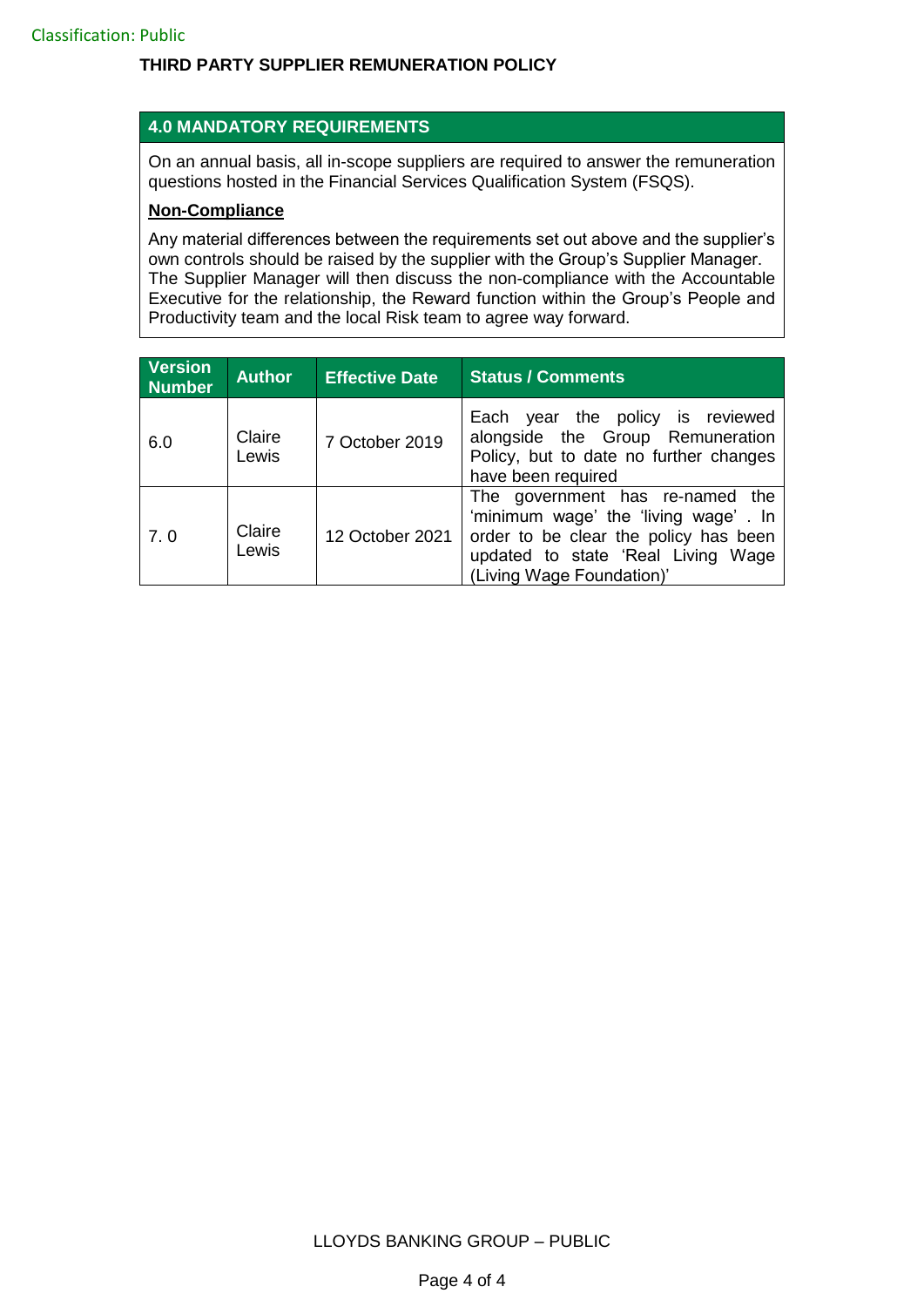**THIRD PARTY SUPPLIER REMUNERATION POLICY**

## 4.0 MANDATORY REQUIREMENTS

On an annual basis, all in-scope suppliers are required to answer the remuneration questions hosted in the Financial Services Qualification System (FSQS).

**Non-Compliance**

Any material differences between the requirements set out above and the supplier's own controls should be raised by the supplier with the Group's Supplier Manager. The Supplier Manager will then discuss the non-compliance with the Accountable Executive for the relationship, the Reward function within the Group's People and Productivity team and the local Risk team to agree way forward.

| Version Number | Author | Effective Date | Status / Comments |
|---|---|---|---|
| 6.0 | Claire Lewis | 7 October 2019 | Each year the policy is reviewed alongside the Group Remuneration Policy, but to date no further changes have been required |
| 7. 0 | Claire Lewis | 12 October 2021 | The government has re-named the 'minimum wage' the 'living wage' . In order to be clear the policy has been updated to state 'Real Living Wage (Living Wage Foundation)' |